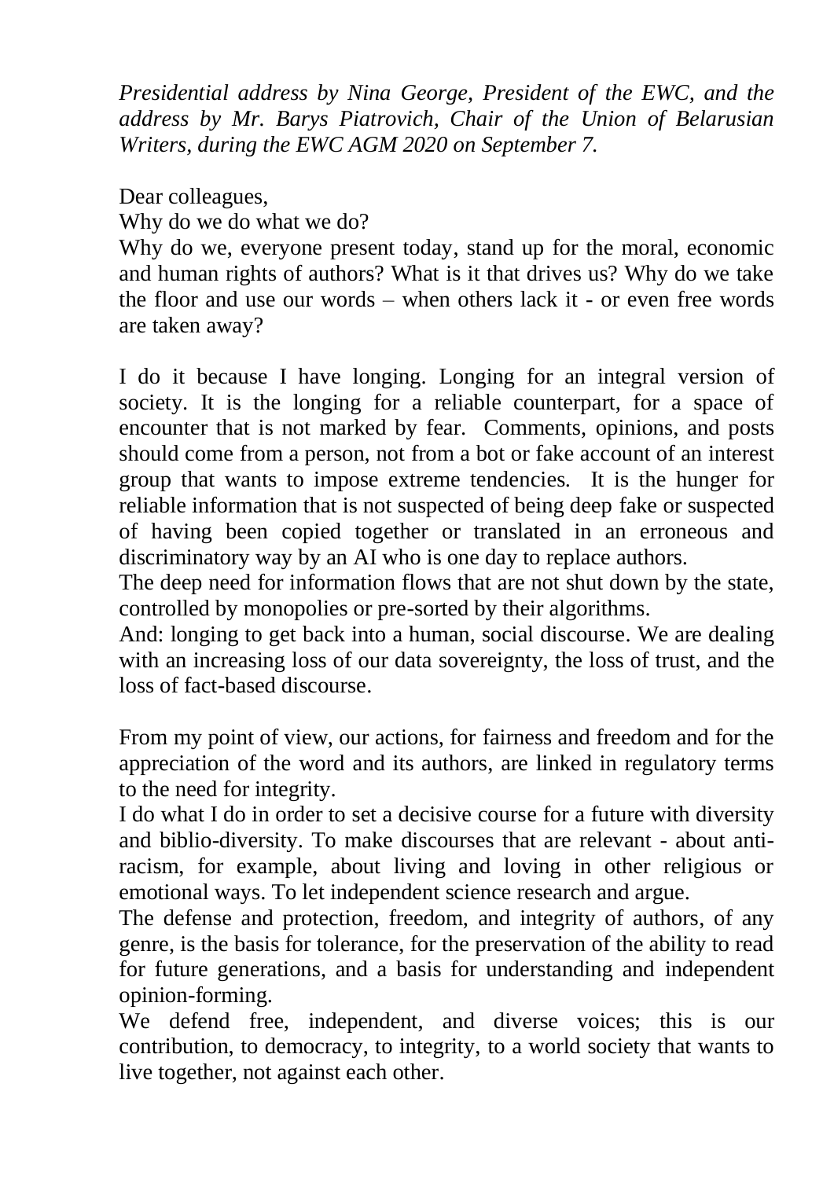*Presidential address by Nina George, President of the EWC, and the address by Mr. Barys Piatrovich, Chair of the Union of Belarusian Writers, during the EWC AGM 2020 on September 7.*

Dear colleagues,
Why do we do what we do?
Why do we, everyone present today, stand up for the moral, economic and human rights of authors? What is it that drives us? Why do we take the floor and use our words – when others lack it - or even free words are taken away?

I do it because I have longing. Longing for an integral version of society. It is the longing for a reliable counterpart, for a space of encounter that is not marked by fear. Comments, opinions, and posts should come from a person, not from a bot or fake account of an interest group that wants to impose extreme tendencies. It is the hunger for reliable information that is not suspected of being deep fake or suspected of having been copied together or translated in an erroneous and discriminatory way by an AI who is one day to replace authors.
The deep need for information flows that are not shut down by the state, controlled by monopolies or pre-sorted by their algorithms.
And: longing to get back into a human, social discourse. We are dealing with an increasing loss of our data sovereignty, the loss of trust, and the loss of fact-based discourse.

From my point of view, our actions, for fairness and freedom and for the appreciation of the word and its authors, are linked in regulatory terms to the need for integrity.
I do what I do in order to set a decisive course for a future with diversity and biblio-diversity. To make discourses that are relevant - about anti-racism, for example, about living and loving in other religious or emotional ways. To let independent science research and argue.
The defense and protection, freedom, and integrity of authors, of any genre, is the basis for tolerance, for the preservation of the ability to read for future generations, and a basis for understanding and independent opinion-forming.
We defend free, independent, and diverse voices; this is our contribution, to democracy, to integrity, to a world society that wants to live together, not against each other.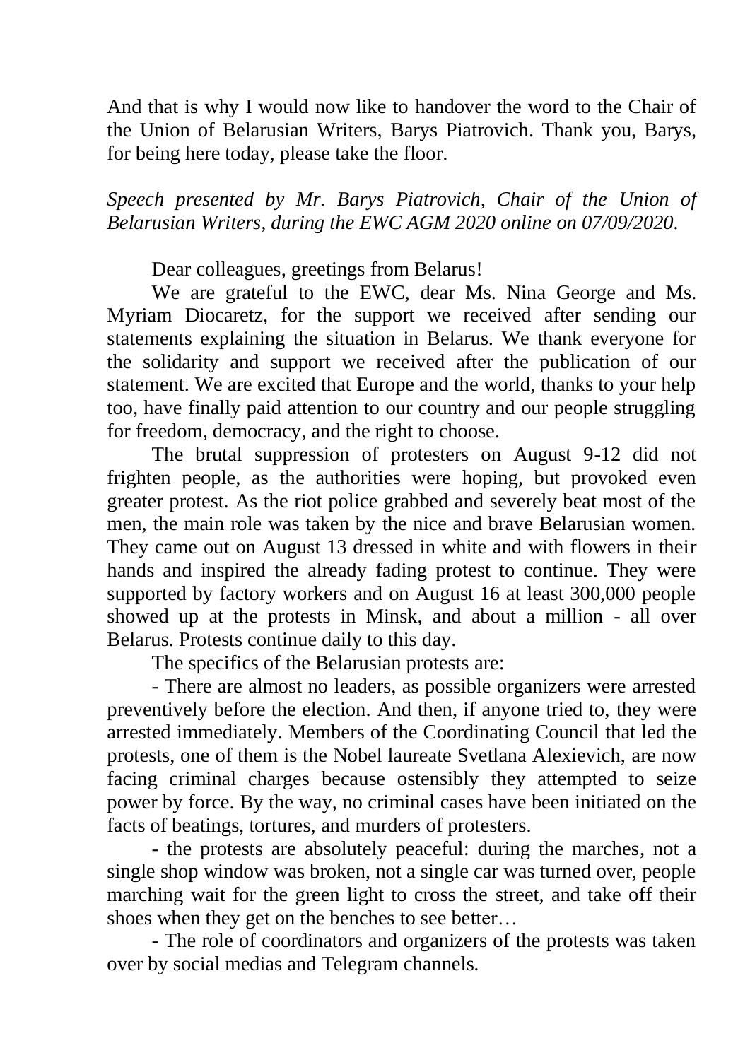And that is why I would now like to handover the word to the Chair of the Union of Belarusian Writers, Barys Piatrovich. Thank you, Barys, for being here today, please take the floor.

*Speech presented by Mr. Barys Piatrovich, Chair of the Union of Belarusian Writers, during the EWC AGM 2020 online on 07/09/2020.*

Dear colleagues, greetings from Belarus!

We are grateful to the EWC, dear Ms. Nina George and Ms. Myriam Diocaretz, for the support we received after sending our statements explaining the situation in Belarus. We thank everyone for the solidarity and support we received after the publication of our statement. We are excited that Europe and the world, thanks to your help too, have finally paid attention to our country and our people struggling for freedom, democracy, and the right to choose.

The brutal suppression of protesters on August 9-12 did not frighten people, as the authorities were hoping, but provoked even greater protest. As the riot police grabbed and severely beat most of the men, the main role was taken by the nice and brave Belarusian women. They came out on August 13 dressed in white and with flowers in their hands and inspired the already fading protest to continue. They were supported by factory workers and on August 16 at least 300,000 people showed up at the protests in Minsk, and about a million - all over Belarus. Protests continue daily to this day.

The specifics of the Belarusian protests are:

- There are almost no leaders, as possible organizers were arrested preventively before the election. And then, if anyone tried to, they were arrested immediately. Members of the Coordinating Council that led the protests, one of them is the Nobel laureate Svetlana Alexievich, are now facing criminal charges because ostensibly they attempted to seize power by force. By the way, no criminal cases have been initiated on the facts of beatings, tortures, and murders of protesters.
- the protests are absolutely peaceful: during the marches, not a single shop window was broken, not a single car was turned over, people marching wait for the green light to cross the street, and take off their shoes when they get on the benches to see better…
- The role of coordinators and organizers of the protests was taken over by social medias and Telegram channels.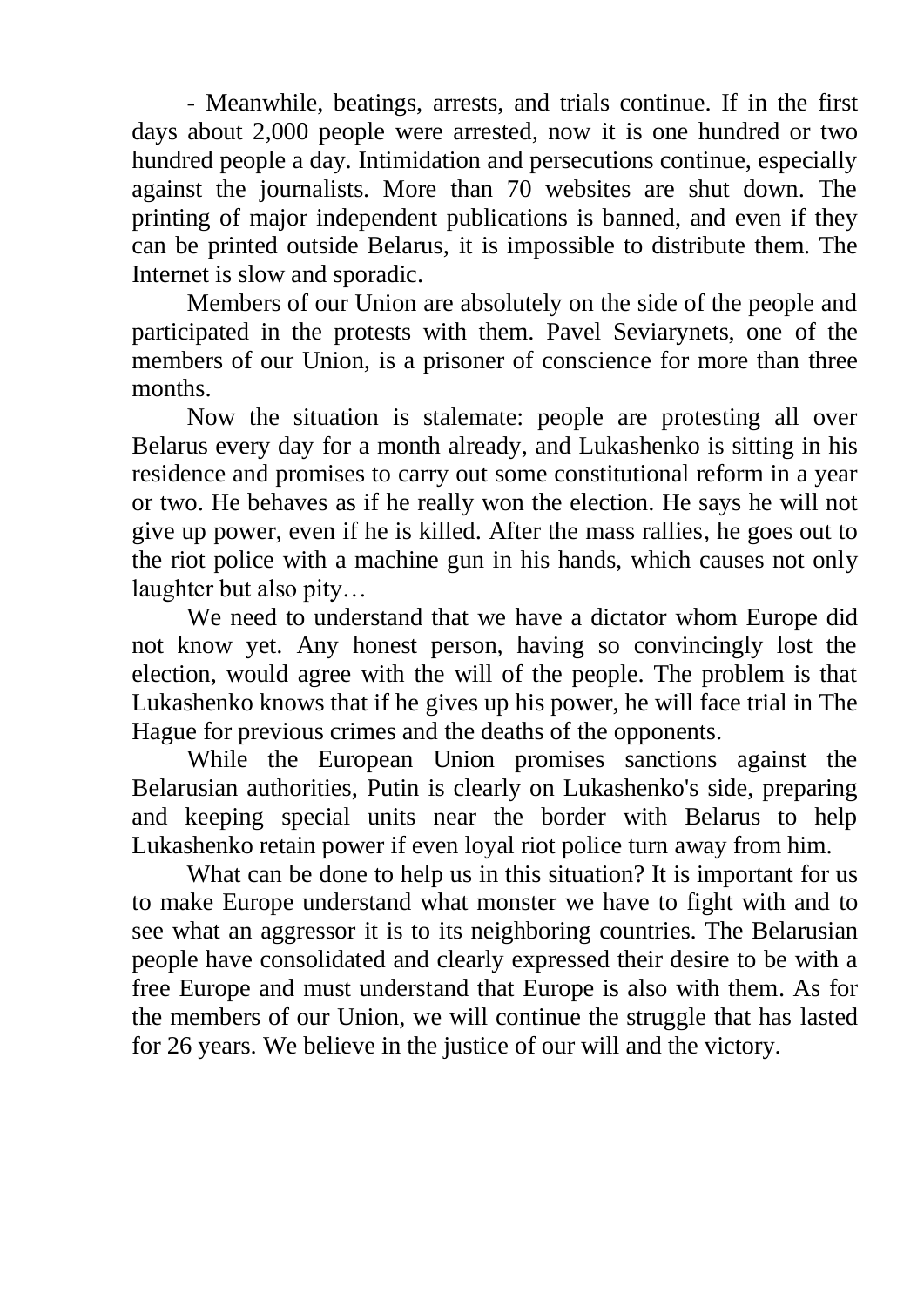- Meanwhile, beatings, arrests, and trials continue. If in the first days about 2,000 people were arrested, now it is one hundred or two hundred people a day. Intimidation and persecutions continue, especially against the journalists. More than 70 websites are shut down. The printing of major independent publications is banned, and even if they can be printed outside Belarus, it is impossible to distribute them. The Internet is slow and sporadic.

Members of our Union are absolutely on the side of the people and participated in the protests with them. Pavel Seviarynets, one of the members of our Union, is a prisoner of conscience for more than three months.

Now the situation is stalemate: people are protesting all over Belarus every day for a month already, and Lukashenko is sitting in his residence and promises to carry out some constitutional reform in a year or two. He behaves as if he really won the election. He says he will not give up power, even if he is killed. After the mass rallies, he goes out to the riot police with a machine gun in his hands, which causes not only laughter but also pity…

We need to understand that we have a dictator whom Europe did not know yet. Any honest person, having so convincingly lost the election, would agree with the will of the people. The problem is that Lukashenko knows that if he gives up his power, he will face trial in The Hague for previous crimes and the deaths of the opponents.

While the European Union promises sanctions against the Belarusian authorities, Putin is clearly on Lukashenko's side, preparing and keeping special units near the border with Belarus to help Lukashenko retain power if even loyal riot police turn away from him.

What can be done to help us in this situation? It is important for us to make Europe understand what monster we have to fight with and to see what an aggressor it is to its neighboring countries. The Belarusian people have consolidated and clearly expressed their desire to be with a free Europe and must understand that Europe is also with them. As for the members of our Union, we will continue the struggle that has lasted for 26 years. We believe in the justice of our will and the victory.